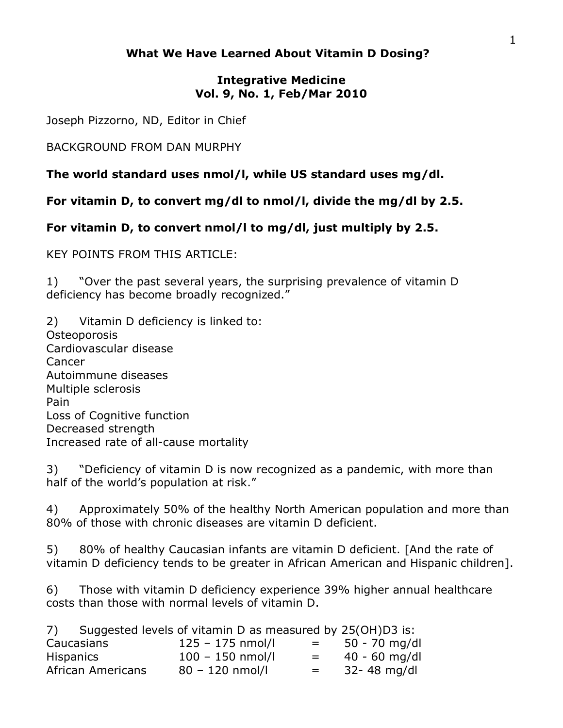# What We Have Learned About Vitamin D Dosing?

## Integrative Medicine
## Vol. 9, No. 1, Feb/Mar 2010

Joseph Pizzorno, ND, Editor in Chief

BACKGROUND FROM DAN MURPHY

**The world standard uses nmol/l, while US standard uses mg/dl.**

**For vitamin D, to convert mg/dl to nmol/l, divide the mg/dl by 2.5.**

**For vitamin D, to convert nmol/l to mg/dl, just multiply by 2.5.**

KEY POINTS FROM THIS ARTICLE:

1) "Over the past several years, the surprising prevalence of vitamin D deficiency has become broadly recognized."

2) Vitamin D deficiency is linked to:
Osteoporosis
Cardiovascular disease
Cancer
Autoimmune diseases
Multiple sclerosis
Pain
Loss of Cognitive function
Decreased strength
Increased rate of all-cause mortality

3) "Deficiency of vitamin D is now recognized as a pandemic, with more than half of the world's population at risk."

4) Approximately 50% of the healthy North American population and more than 80% of those with chronic diseases are vitamin D deficient.

5) 80% of healthy Caucasian infants are vitamin D deficient. [And the rate of vitamin D deficiency tends to be greater in African American and Hispanic children].

6) Those with vitamin D deficiency experience 39% higher annual healthcare costs than those with normal levels of vitamin D.

7) Suggested levels of vitamin D as measured by 25(OH)D3 is:

| | | | |
|---|---|---|---|
| Caucasians | 125 – 175 nmol/l | = | 50 - 70 mg/dl |
| Hispanics | 100 – 150 nmol/l | = | 40 - 60 mg/dl |
| African Americans | 80 – 120 nmol/l | = | 32- 48 mg/dl |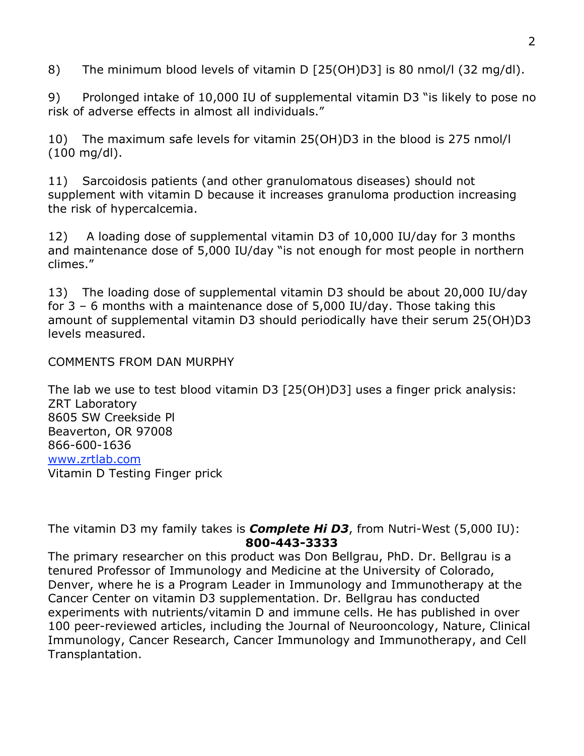8) The minimum blood levels of vitamin D [25(OH)D3] is 80 nmol/l (32 mg/dl).

9) Prolonged intake of 10,000 IU of supplemental vitamin D3 "is likely to pose no risk of adverse effects in almost all individuals."

10) The maximum safe levels for vitamin 25(OH)D3 in the blood is 275 nmol/l (100 mg/dl).

11) Sarcoidosis patients (and other granulomatous diseases) should not supplement with vitamin D because it increases granuloma production increasing the risk of hypercalcemia.

12) A loading dose of supplemental vitamin D3 of 10,000 IU/day for 3 months and maintenance dose of 5,000 IU/day "is not enough for most people in northern climes."

13) The loading dose of supplemental vitamin D3 should be about 20,000 IU/day for 3 – 6 months with a maintenance dose of 5,000 IU/day. Those taking this amount of supplemental vitamin D3 should periodically have their serum 25(OH)D3 levels measured.

COMMENTS FROM DAN MURPHY

The lab we use to test blood vitamin D3 [25(OH)D3] uses a finger prick analysis:
ZRT Laboratory
8605 SW Creekside Pl
Beaverton, OR 97008
866-600-1636
[www.zrtlab.com](http://www.zrtlab.com)
Vitamin D Testing Finger prick

The vitamin D3 my family takes is ***Complete Hi D3***, from Nutri-West (5,000 IU):
**800-443-3333**
The primary researcher on this product was Don Bellgrau, PhD. Dr. Bellgrau is a tenured Professor of Immunology and Medicine at the University of Colorado, Denver, where he is a Program Leader in Immunology and Immunotherapy at the Cancer Center on vitamin D3 supplementation. Dr. Bellgrau has conducted experiments with nutrients/vitamin D and immune cells. He has published in over 100 peer-reviewed articles, including the Journal of Neurooncology, Nature, Clinical Immunology, Cancer Research, Cancer Immunology and Immunotherapy, and Cell Transplantation.